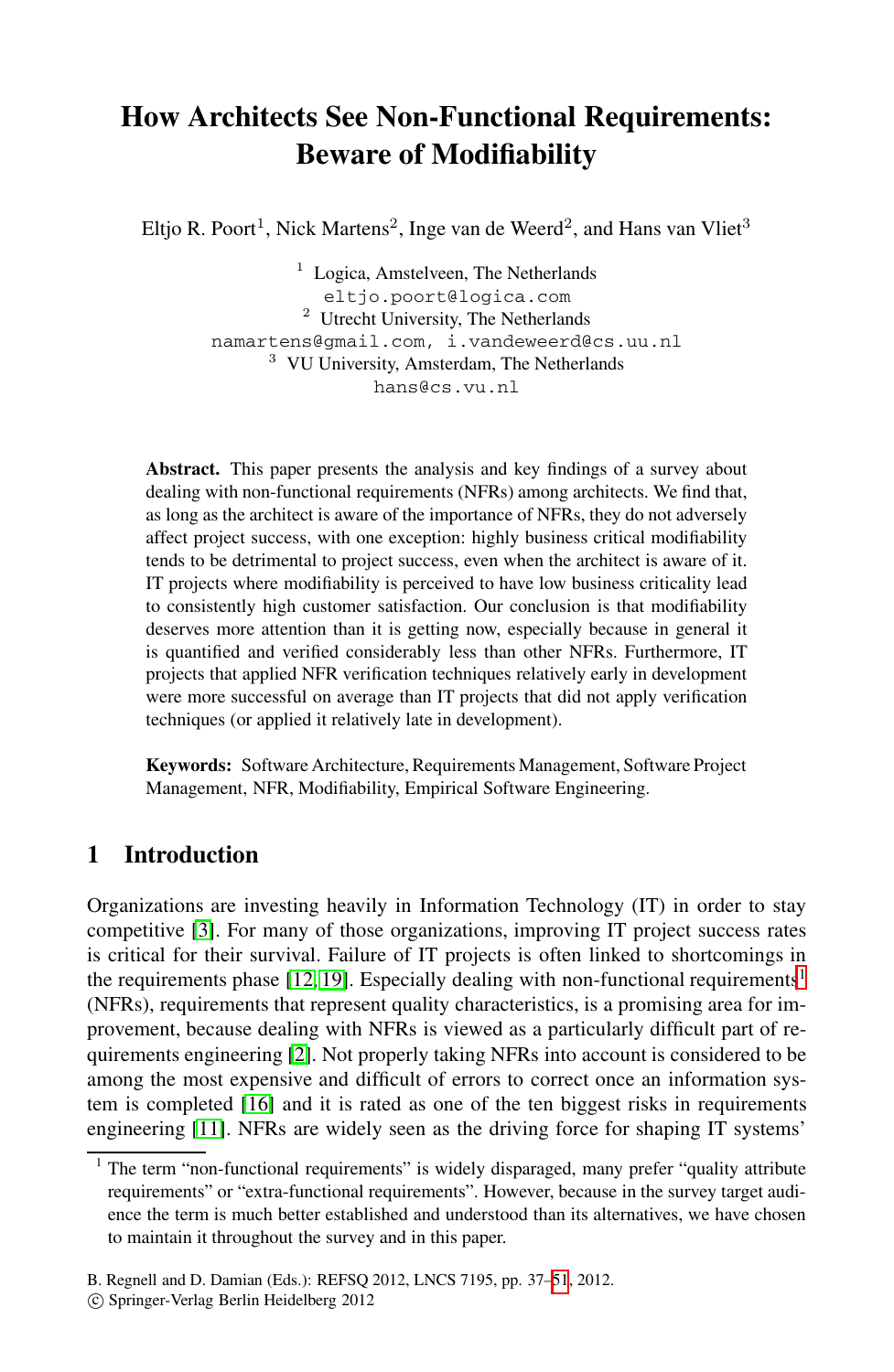# How Architects See Non-Functional Requirements: Beware of Modifiability

Eltjo R. Poort[1], Nick Martens[2], Inge van de Weerd[2], and Hans van Vliet[3]

[1] Logica, Amstelveen, The Netherlands
eltjo.poort@logica.com
[2] Utrecht University, The Netherlands
namartens@gmail.com, i.vandeweerd@cs.uu.nl
[3] VU University, Amsterdam, The Netherlands
hans@cs.vu.nl

**Abstract.** This paper presents the analysis and key findings of a survey about dealing with non-functional requirements (NFRs) among architects. We find that, as long as the architect is aware of the importance of NFRs, they do not adversely affect project success, with one exception: highly business critical modifiability tends to be detrimental to project success, even when the architect is aware of it. IT projects where modifiability is perceived to have low business criticality lead to consistently high customer satisfaction. Our conclusion is that modifiability deserves more attention than it is getting now, especially because in general it is quantified and verified considerably less than other NFRs. Furthermore, IT projects that applied NFR verification techniques relatively early in development were more successful on average than IT projects that did not apply verification techniques (or applied it relatively late in development).

**Keywords:** Software Architecture, Requirements Management, Software Project Management, NFR, Modifiability, Empirical Software Engineering.

## 1 Introduction

Organizations are investing heavily in Information Technology (IT) in order to stay competitive [3]. For many of those organizations, improving IT project success rates is critical for their survival. Failure of IT projects is often linked to shortcomings in the requirements phase [12, 19]. Especially dealing with non-functional requirements[1] (NFRs), requirements that represent quality characteristics, is a promising area for improvement, because dealing with NFRs is viewed as a particularly difficult part of requirements engineering [2]. Not properly taking NFRs into account is considered to be among the most expensive and difficult of errors to correct once an information system is completed [16] and it is rated as one of the ten biggest risks in requirements engineering [11]. NFRs are widely seen as the driving force for shaping IT systems'

[1] The term "non-functional requirements" is widely disparaged, many prefer "quality attribute requirements" or "extra-functional requirements". However, because in the survey target audience the term is much better established and understood than its alternatives, we have chosen to maintain it throughout the survey and in this paper.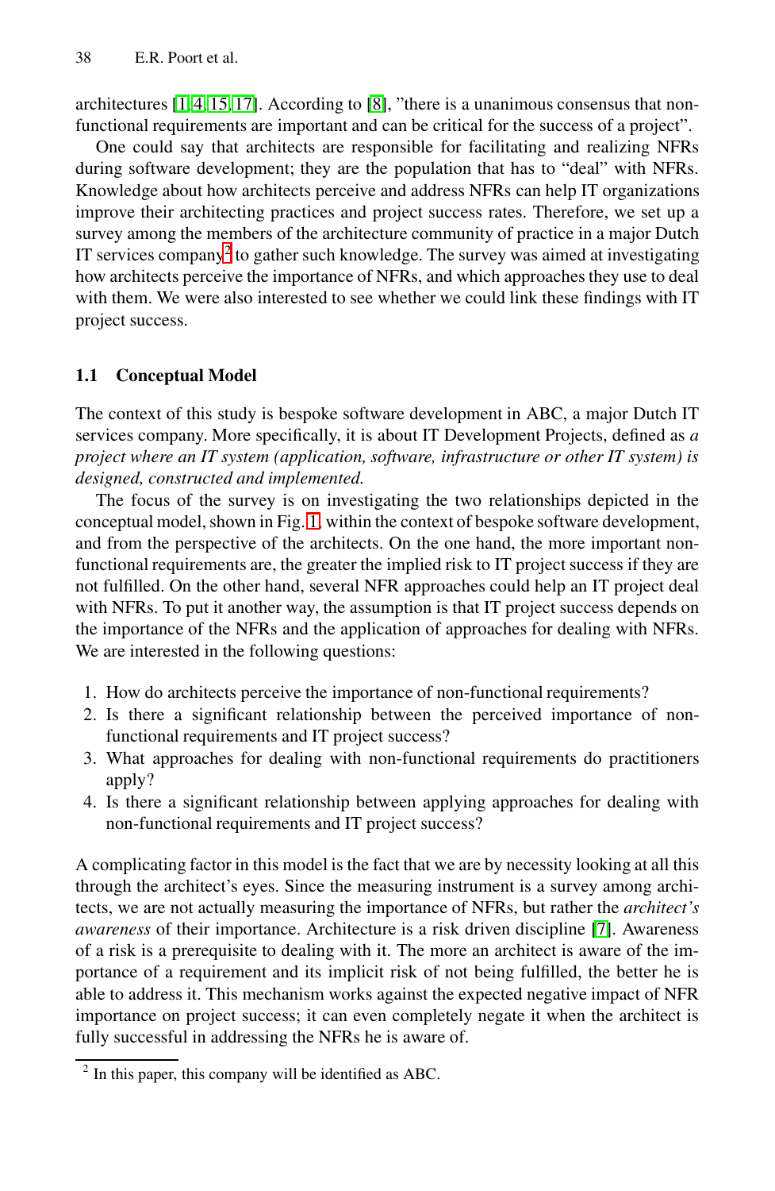architectures [1,4,15,17]. According to [8], "there is a unanimous consensus that non-functional requirements are important and can be critical for the success of a project".

One could say that architects are responsible for facilitating and realizing NFRs during software development; they are the population that has to "deal" with NFRs. Knowledge about how architects perceive and address NFRs can help IT organizations improve their architecting practices and project success rates. Therefore, we set up a survey among the members of the architecture community of practice in a major Dutch IT services company[2] to gather such knowledge. The survey was aimed at investigating how architects perceive the importance of NFRs, and which approaches they use to deal with them. We were also interested to see whether we could link these findings with IT project success.

### 1.1 Conceptual Model

The context of this study is bespoke software development in ABC, a major Dutch IT services company. More specifically, it is about IT Development Projects, defined as *a project where an IT system (application, software, infrastructure or other IT system) is designed, constructed and implemented.*

The focus of the survey is on investigating the two relationships depicted in the conceptual model, shown in Fig. 1, within the context of bespoke software development, and from the perspective of the architects. On the one hand, the more important non-functional requirements are, the greater the implied risk to IT project success if they are not fulfilled. On the other hand, several NFR approaches could help an IT project deal with NFRs. To put it another way, the assumption is that IT project success depends on the importance of the NFRs and the application of approaches for dealing with NFRs. We are interested in the following questions:

1. How do architects perceive the importance of non-functional requirements?
2. Is there a significant relationship between the perceived importance of non-functional requirements and IT project success?
3. What approaches for dealing with non-functional requirements do practitioners apply?
4. Is there a significant relationship between applying approaches for dealing with non-functional requirements and IT project success?

A complicating factor in this model is the fact that we are by necessity looking at all this through the architect's eyes. Since the measuring instrument is a survey among architects, we are not actually measuring the importance of NFRs, but rather the *architect's awareness* of their importance. Architecture is a risk driven discipline [7]. Awareness of a risk is a prerequisite to dealing with it. The more an architect is aware of the importance of a requirement and its implicit risk of not being fulfilled, the better he is able to address it. This mechanism works against the expected negative impact of NFR importance on project success; it can even completely negate it when the architect is fully successful in addressing the NFRs he is aware of.

[2] In this paper, this company will be identified as ABC.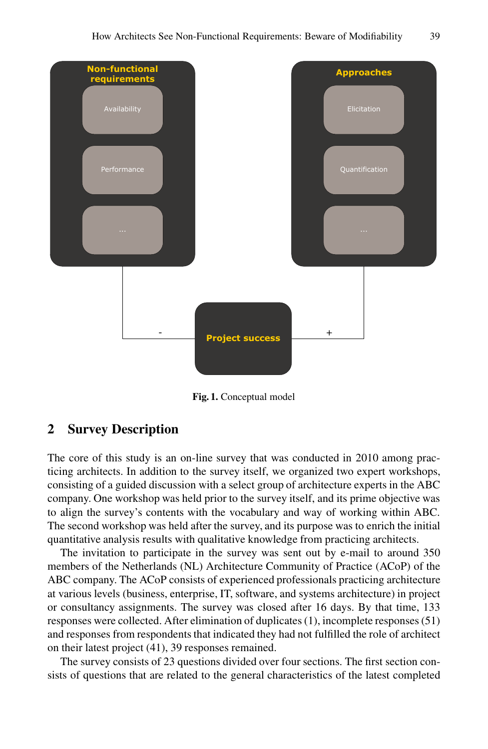Fig. 1. Conceptual model

## 2 Survey Description

The core of this study is an on-line survey that was conducted in 2010 among practicing architects. In addition to the survey itself, we organized two expert workshops, consisting of a guided discussion with a select group of architecture experts in the ABC company. One workshop was held prior to the survey itself, and its prime objective was to align the survey's contents with the vocabulary and way of working within ABC. The second workshop was held after the survey, and its purpose was to enrich the initial quantitative analysis results with qualitative knowledge from practicing architects.

The invitation to participate in the survey was sent out by e-mail to around 350 members of the Netherlands (NL) Architecture Community of Practice (ACoP) of the ABC company. The ACoP consists of experienced professionals practicing architecture at various levels (business, enterprise, IT, software, and systems architecture) in project or consultancy assignments. The survey was closed after 16 days. By that time, 133 responses were collected. After elimination of duplicates (1), incomplete responses (51) and responses from respondents that indicated they had not fulfilled the role of architect on their latest project (41), 39 responses remained.

The survey consists of 23 questions divided over four sections. The first section consists of questions that are related to the general characteristics of the latest completed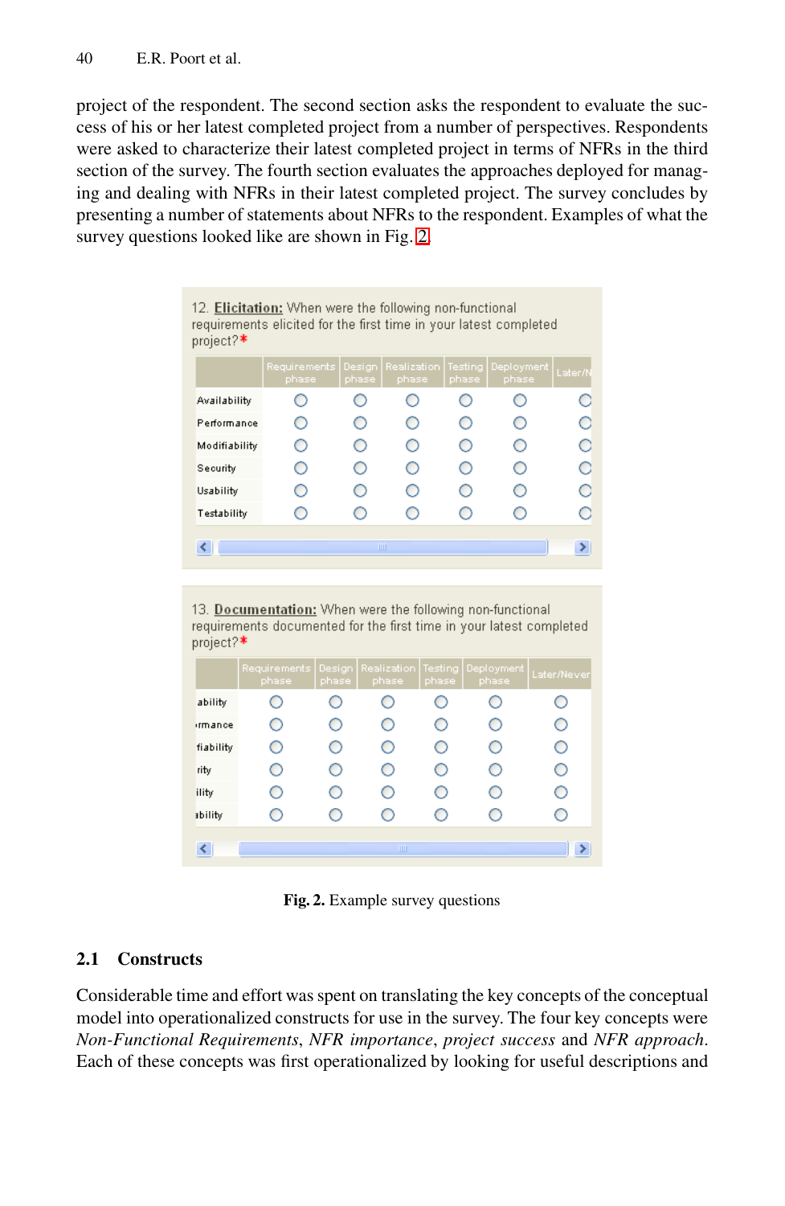project of the respondent. The second section asks the respondent to evaluate the success of his or her latest completed project from a number of perspectives. Respondents were asked to characterize their latest completed project in terms of NFRs in the third section of the survey. The fourth section evaluates the approaches deployed for managing and dealing with NFRs in their latest completed project. The survey concludes by presenting a number of statements about NFRs to the respondent. Examples of what the survey questions looked like are shown in Fig. 2.

12. **Elicitation:** When were the following non-functional requirements elicited for the first time in your latest completed project?*

| | Requirements phase | Design phase | Realization phase | Testing phase | Deployment phase | Later/N |
|---|---|---|---|---|---|---|
| Availability | ○ | ○ | ○ | ○ | ○ | ○ |
| Performance | ○ | ○ | ○ | ○ | ○ | ○ |
| Modifiability | ○ | ○ | ○ | ○ | ○ | ○ |
| Security | ○ | ○ | ○ | ○ | ○ | ○ |
| Usability | ○ | ○ | ○ | ○ | ○ | ○ |
| Testability | ○ | ○ | ○ | ○ | ○ | ○ |

13. **Documentation:** When were the following non-functional requirements documented for the first time in your latest completed project?*

| | Requirements phase | Design phase | Realization phase | Testing phase | Deployment phase | Later/Never |
|---|---|---|---|---|---|---|
| ability | ○ | ○ | ○ | ○ | ○ | ○ |
| rmance | ○ | ○ | ○ | ○ | ○ | ○ |
| fiability | ○ | ○ | ○ | ○ | ○ | ○ |
| rity | ○ | ○ | ○ | ○ | ○ | ○ |
| ility | ○ | ○ | ○ | ○ | ○ | ○ |
| ability | ○ | ○ | ○ | ○ | ○ | ○ |

**Fig. 2.** Example survey questions

## 2.1 Constructs

Considerable time and effort was spent on translating the key concepts of the conceptual model into operationalized constructs for use in the survey. The four key concepts were *Non-Functional Requirements*, *NFR importance*, *project success* and *NFR approach*. Each of these concepts was first operationalized by looking for useful descriptions and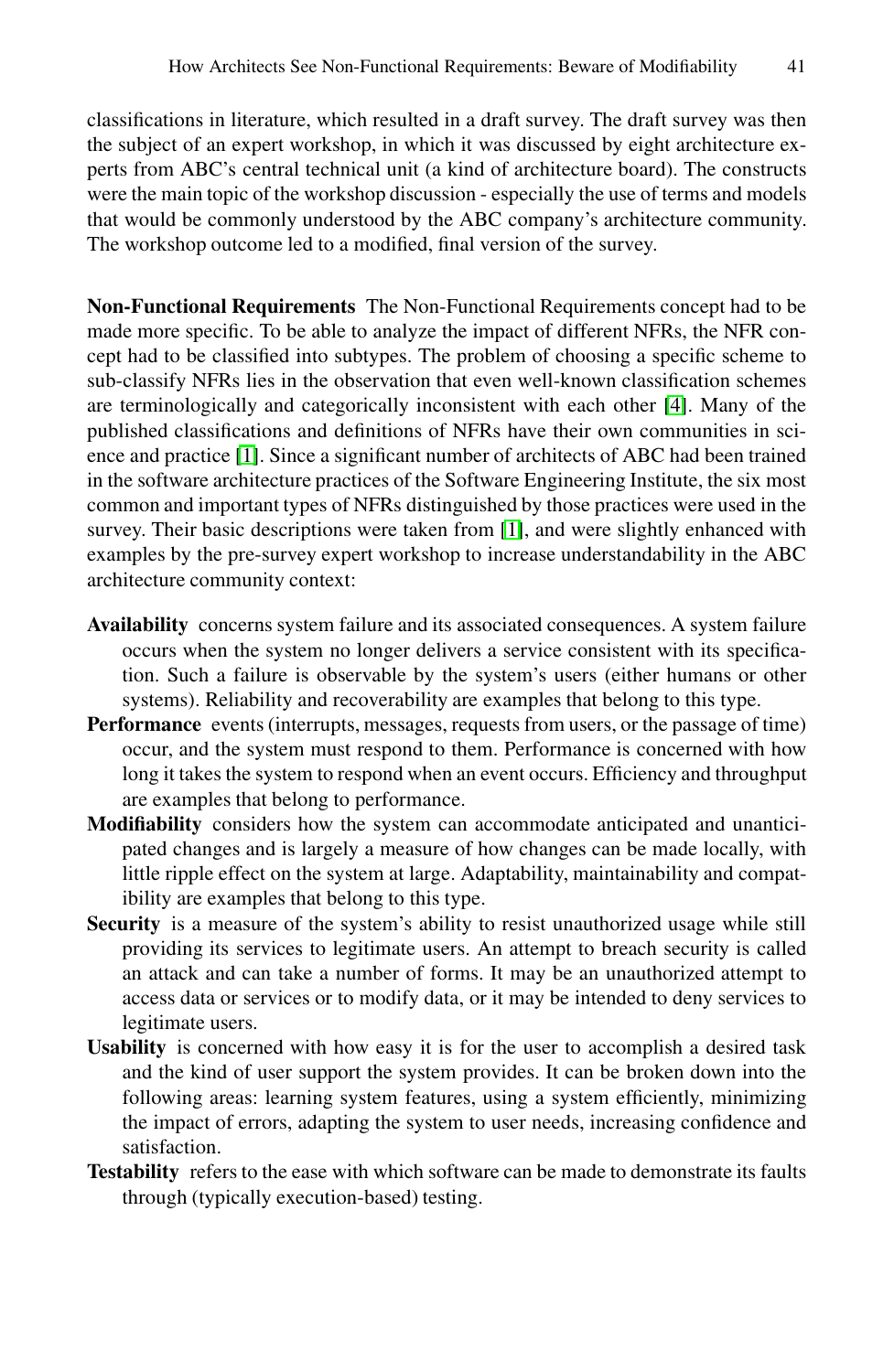classifications in literature, which resulted in a draft survey. The draft survey was then the subject of an expert workshop, in which it was discussed by eight architecture experts from ABC's central technical unit (a kind of architecture board). The constructs were the main topic of the workshop discussion - especially the use of terms and models that would be commonly understood by the ABC company's architecture community. The workshop outcome led to a modified, final version of the survey.

**Non-Functional Requirements** The Non-Functional Requirements concept had to be made more specific. To be able to analyze the impact of different NFRs, the NFR concept had to be classified into subtypes. The problem of choosing a specific scheme to sub-classify NFRs lies in the observation that even well-known classification schemes are terminologically and categorically inconsistent with each other [4]. Many of the published classifications and definitions of NFRs have their own communities in science and practice [1]. Since a significant number of architects of ABC had been trained in the software architecture practices of the Software Engineering Institute, the six most common and important types of NFRs distinguished by those practices were used in the survey. Their basic descriptions were taken from [1], and were slightly enhanced with examples by the pre-survey expert workshop to increase understandability in the ABC architecture community context:

**Availability** concerns system failure and its associated consequences. A system failure occurs when the system no longer delivers a service consistent with its specification. Such a failure is observable by the system's users (either humans or other systems). Reliability and recoverability are examples that belong to this type.

**Performance** events (interrupts, messages, requests from users, or the passage of time) occur, and the system must respond to them. Performance is concerned with how long it takes the system to respond when an event occurs. Efficiency and throughput are examples that belong to performance.

**Modifiability** considers how the system can accommodate anticipated and unanticipated changes and is largely a measure of how changes can be made locally, with little ripple effect on the system at large. Adaptability, maintainability and compatibility are examples that belong to this type.

**Security** is a measure of the system's ability to resist unauthorized usage while still providing its services to legitimate users. An attempt to breach security is called an attack and can take a number of forms. It may be an unauthorized attempt to access data or services or to modify data, or it may be intended to deny services to legitimate users.

**Usability** is concerned with how easy it is for the user to accomplish a desired task and the kind of user support the system provides. It can be broken down into the following areas: learning system features, using a system efficiently, minimizing the impact of errors, adapting the system to user needs, increasing confidence and satisfaction.

**Testability** refers to the ease with which software can be made to demonstrate its faults through (typically execution-based) testing.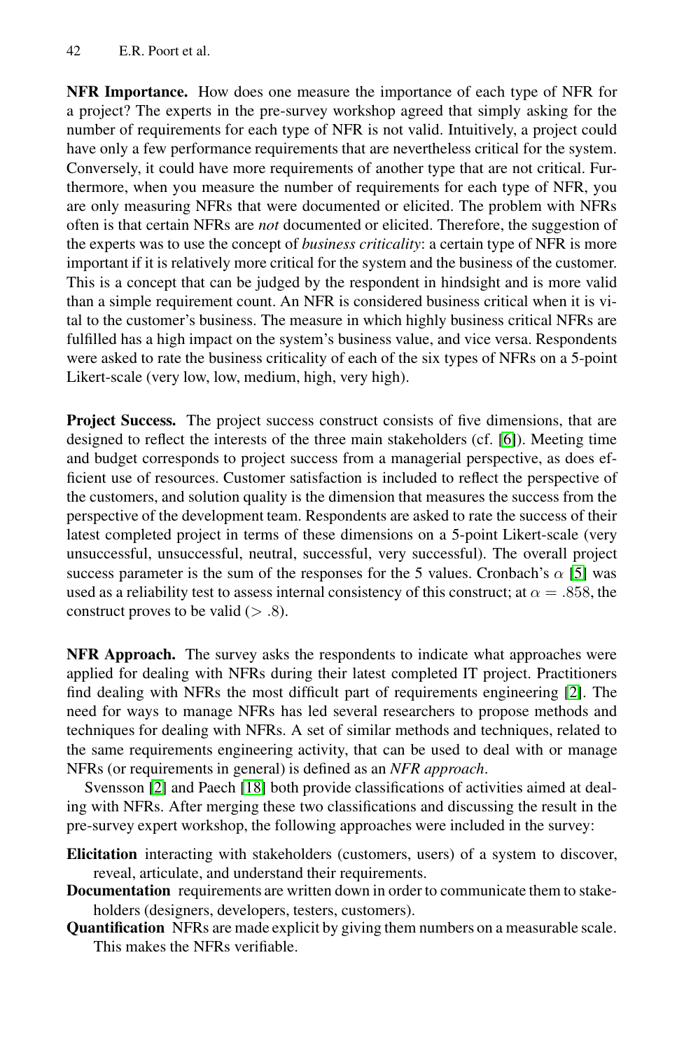**NFR Importance.** How does one measure the importance of each type of NFR for a project? The experts in the pre-survey workshop agreed that simply asking for the number of requirements for each type of NFR is not valid. Intuitively, a project could have only a few performance requirements that are nevertheless critical for the system. Conversely, it could have more requirements of another type that are not critical. Furthermore, when you measure the number of requirements for each type of NFR, you are only measuring NFRs that were documented or elicited. The problem with NFRs often is that certain NFRs are *not* documented or elicited. Therefore, the suggestion of the experts was to use the concept of *business criticality*: a certain type of NFR is more important if it is relatively more critical for the system and the business of the customer. This is a concept that can be judged by the respondent in hindsight and is more valid than a simple requirement count. An NFR is considered business critical when it is vital to the customer's business. The measure in which highly business critical NFRs are fulfilled has a high impact on the system's business value, and vice versa. Respondents were asked to rate the business criticality of each of the six types of NFRs on a 5-point Likert-scale (very low, low, medium, high, very high).

**Project Success.** The project success construct consists of five dimensions, that are designed to reflect the interests of the three main stakeholders (cf. [6]). Meeting time and budget corresponds to project success from a managerial perspective, as does efficient use of resources. Customer satisfaction is included to reflect the perspective of the customers, and solution quality is the dimension that measures the success from the perspective of the development team. Respondents are asked to rate the success of their latest completed project in terms of these dimensions on a 5-point Likert-scale (very unsuccessful, unsuccessful, neutral, successful, very successful). The overall project success parameter is the sum of the responses for the 5 values. Cronbach's $\alpha$ [5] was used as a reliability test to assess internal consistency of this construct; at $\alpha = .858$, the construct proves to be valid ($> .8$).

**NFR Approach.** The survey asks the respondents to indicate what approaches were applied for dealing with NFRs during their latest completed IT project. Practitioners find dealing with NFRs the most difficult part of requirements engineering [2]. The need for ways to manage NFRs has led several researchers to propose methods and techniques for dealing with NFRs. A set of similar methods and techniques, related to the same requirements engineering activity, that can be used to deal with or manage NFRs (or requirements in general) is defined as an *NFR approach*.

Svensson [2] and Paech [18] both provide classifications of activities aimed at dealing with NFRs. After merging these two classifications and discussing the result in the pre-survey expert workshop, the following approaches were included in the survey:

**Elicitation** interacting with stakeholders (customers, users) of a system to discover, reveal, articulate, and understand their requirements.

**Documentation** requirements are written down in order to communicate them to stakeholders (designers, developers, testers, customers).

**Quantification** NFRs are made explicit by giving them numbers on a measurable scale. This makes the NFRs verifiable.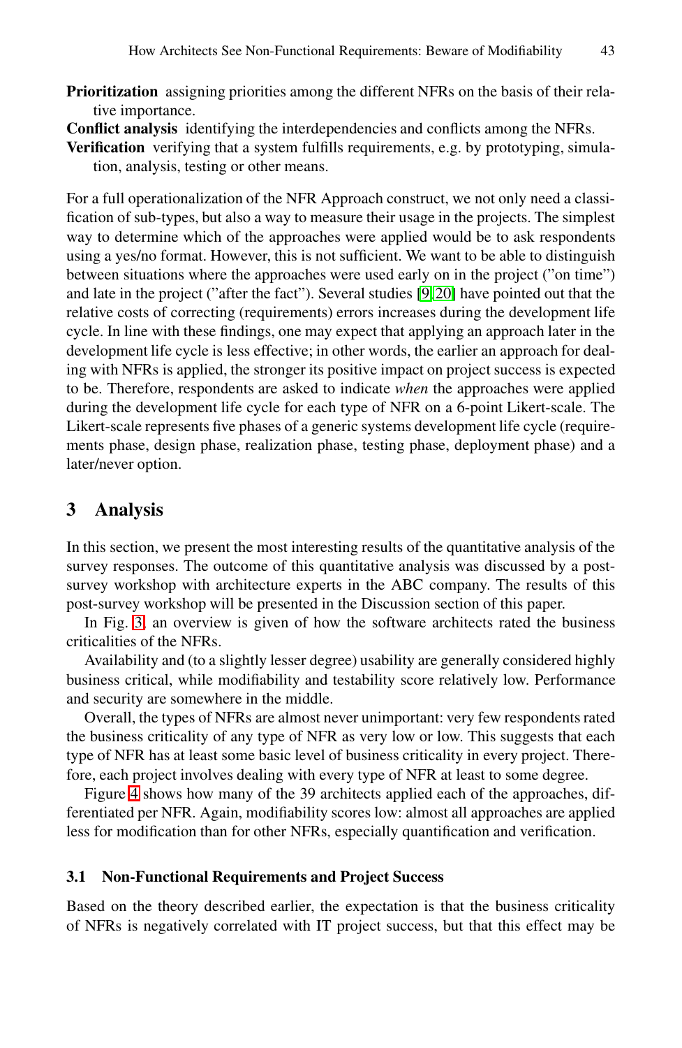**Prioritization** assigning priorities among the different NFRs on the basis of their relative importance.

**Conflict analysis** identifying the interdependencies and conflicts among the NFRs.

**Verification** verifying that a system fulfills requirements, e.g. by prototyping, simulation, analysis, testing or other means.

For a full operationalization of the NFR Approach construct, we not only need a classification of sub-types, but also a way to measure their usage in the projects. The simplest way to determine which of the approaches were applied would be to ask respondents using a yes/no format. However, this is not sufficient. We want to be able to distinguish between situations where the approaches were used early on in the project ("on time") and late in the project ("after the fact"). Several studies [9,20] have pointed out that the relative costs of correcting (requirements) errors increases during the development life cycle. In line with these findings, one may expect that applying an approach later in the development life cycle is less effective; in other words, the earlier an approach for dealing with NFRs is applied, the stronger its positive impact on project success is expected to be. Therefore, respondents are asked to indicate *when* the approaches were applied during the development life cycle for each type of NFR on a 6-point Likert-scale. The Likert-scale represents five phases of a generic systems development life cycle (requirements phase, design phase, realization phase, testing phase, deployment phase) and a later/never option.

## 3 Analysis

In this section, we present the most interesting results of the quantitative analysis of the survey responses. The outcome of this quantitative analysis was discussed by a post-survey workshop with architecture experts in the ABC company. The results of this post-survey workshop will be presented in the Discussion section of this paper.

In Fig. 3, an overview is given of how the software architects rated the business criticalities of the NFRs.

Availability and (to a slightly lesser degree) usability are generally considered highly business critical, while modifiability and testability score relatively low. Performance and security are somewhere in the middle.

Overall, the types of NFRs are almost never unimportant: very few respondents rated the business criticality of any type of NFR as very low or low. This suggests that each type of NFR has at least some basic level of business criticality in every project. Therefore, each project involves dealing with every type of NFR at least to some degree.

Figure 4 shows how many of the 39 architects applied each of the approaches, differentiated per NFR. Again, modifiability scores low: almost all approaches are applied less for modification than for other NFRs, especially quantification and verification.

### 3.1 Non-Functional Requirements and Project Success

Based on the theory described earlier, the expectation is that the business criticality of NFRs is negatively correlated with IT project success, but that this effect may be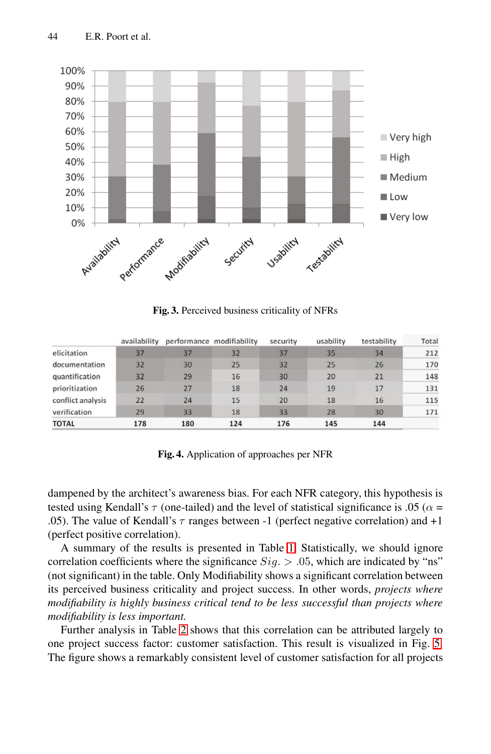Fig. 3. Perceived business criticality of NFRs

| | availability | performance | modifiability | security | usability | testability | Total |
|---|---|---|---|---|---|---|---|
| elicitation | 37 | 37 | 32 | 37 | 35 | 34 | 212 |
| documentation | 32 | 30 | 25 | 32 | 25 | 26 | 170 |
| quantification | 32 | 29 | 16 | 30 | 20 | 21 | 148 |
| prioritization | 26 | 27 | 18 | 24 | 19 | 17 | 131 |
| conflict analysis | 22 | 24 | 15 | 20 | 18 | 16 | 115 |
| verification | 29 | 33 | 18 | 33 | 28 | 30 | 171 |
| **TOTAL** | **178** | **180** | **124** | **176** | **145** | **144** | |

Fig. 4. Application of approaches per NFR

dampened by the architect's awareness bias. For each NFR category, this hypothesis is tested using Kendall's $\tau$ (one-tailed) and the level of statistical significance is .05 ($\alpha$ = .05). The value of Kendall's $\tau$ ranges between -1 (perfect negative correlation) and +1 (perfect positive correlation).

A summary of the results is presented in Table 1. Statistically, we should ignore correlation coefficients where the significance $Sig. > .05$, which are indicated by "ns" (not significant) in the table. Only Modifiability shows a significant correlation between its perceived business criticality and project success. In other words, *projects where modifiability is highly business critical tend to be less successful than projects where modifiability is less important.*

Further analysis in Table 2 shows that this correlation can be attributed largely to one project success factor: customer satisfaction. This result is visualized in Fig. 5. The figure shows a remarkably consistent level of customer satisfaction for all projects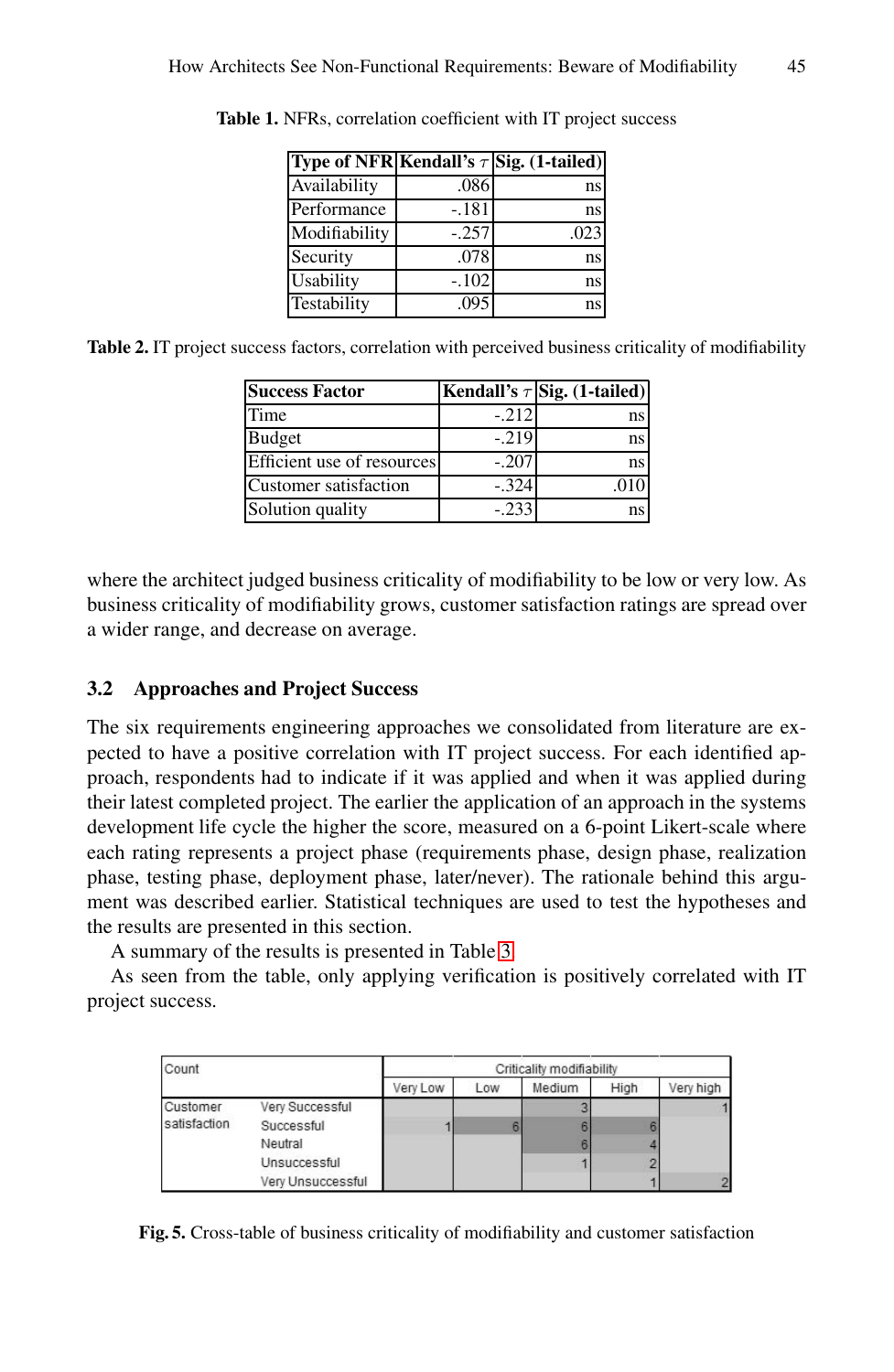**Table 1.** NFRs, correlation coefficient with IT project success

| Type of NFR | Kendall's $\tau$ | Sig. (1-tailed) |
|---|---|---|
| Availability | .086 | ns |
| Performance | -.181 | ns |
| Modifiability | -.257 | .023 |
| Security | .078 | ns |
| Usability | -.102 | ns |
| Testability | .095 | ns |

**Table 2.** IT project success factors, correlation with perceived business criticality of modifiability

| Success Factor | Kendall's $\tau$ | Sig. (1-tailed) |
|---|---|---|
| Time | -.212 | ns |
| Budget | -.219 | ns |
| Efficient use of resources | -.207 | ns |
| Customer satisfaction | -.324 | .010 |
| Solution quality | -.233 | ns |

where the architect judged business criticality of modifiability to be low or very low. As business criticality of modifiability grows, customer satisfaction ratings are spread over a wider range, and decrease on average.

### 3.2 Approaches and Project Success

The six requirements engineering approaches we consolidated from literature are expected to have a positive correlation with IT project success. For each identified approach, respondents had to indicate if it was applied and when it was applied during their latest completed project. The earlier the application of an approach in the systems development life cycle the higher the score, measured on a 6-point Likert-scale where each rating represents a project phase (requirements phase, design phase, realization phase, testing phase, deployment phase, later/never). The rationale behind this argument was described earlier. Statistical techniques are used to test the hypotheses and the results are presented in this section.

A summary of the results is presented in Table 3.

As seen from the table, only applying verification is positively correlated with IT project success.

| Count | | Criticality modifiability | | | | |
|---|---|---|---|---|---|---|
| | | Very Low | Low | Medium | High | Very high |
| Customer satisfaction | Very Successful | | | 3 | | 1 |
| | Successful | 1 | 6 | 6 | 6 | |
| | Neutral | | | 6 | 4 | |
| | Unsuccessful | | | 1 | 2 | |
| | Very Unsuccessful | | | | 1 | 2 |

**Fig. 5.** Cross-table of business criticality of modifiability and customer satisfaction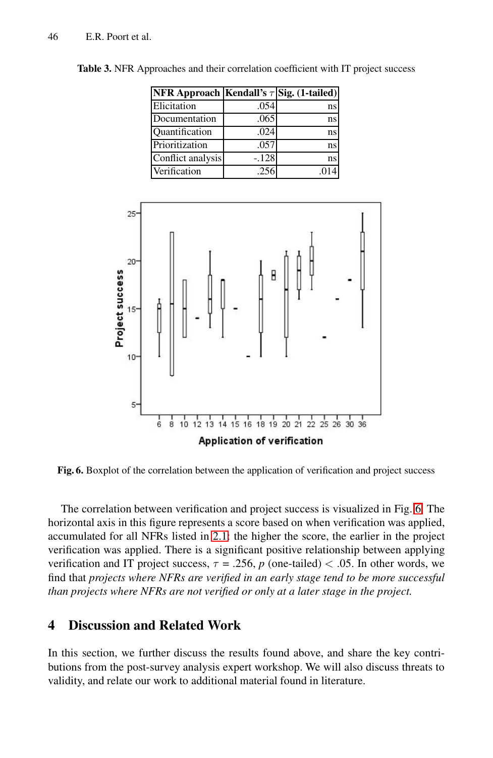**Table 3.** NFR Approaches and their correlation coefficient with IT project success

| NFR Approach | Kendall's $\tau$ | Sig. (1-tailed) |
|---|---|---|
| Elicitation | .054 | ns |
| Documentation | .065 | ns |
| Quantification | .024 | ns |
| Prioritization | .057 | ns |
| Conflict analysis | -.128 | ns |
| Verification | .256 | .014 |

**Fig. 6.** Boxplot of the correlation between the application of verification and project success

The correlation between verification and project success is visualized in Fig. 6. The horizontal axis in this figure represents a score based on when verification was applied, accumulated for all NFRs listed in 2.1: the higher the score, the earlier in the project verification was applied. There is a significant positive relationship between applying verification and IT project success, $\tau$ = .256, $p$ (one-tailed) $<$ .05. In other words, we find that *projects where NFRs are verified in an early stage tend to be more successful than projects where NFRs are not verified or only at a later stage in the project.*

## 4 Discussion and Related Work

In this section, we further discuss the results found above, and share the key contributions from the post-survey analysis expert workshop. We will also discuss threats to validity, and relate our work to additional material found in literature.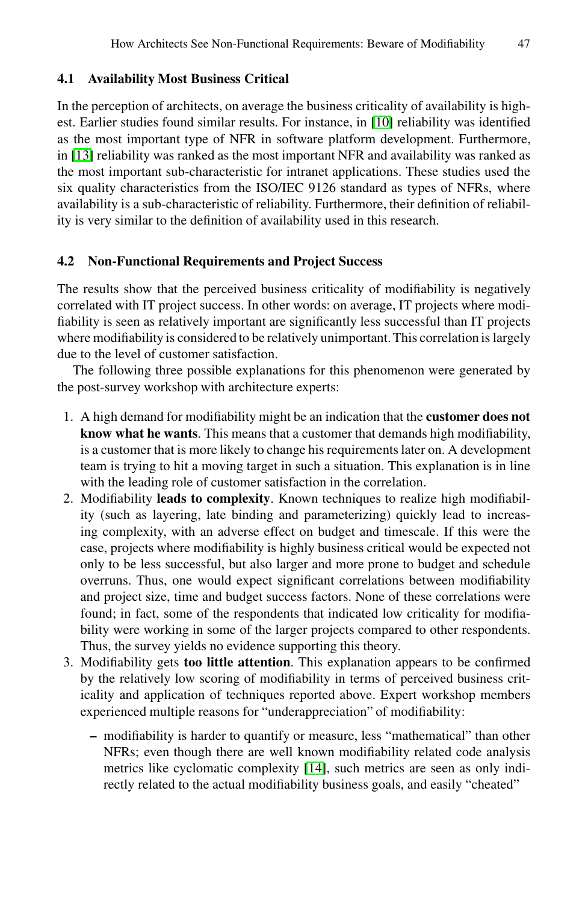### 4.1 Availability Most Business Critical

In the perception of architects, on average the business criticality of availability is highest. Earlier studies found similar results. For instance, in [10] reliability was identified as the most important type of NFR in software platform development. Furthermore, in [13] reliability was ranked as the most important NFR and availability was ranked as the most important sub-characteristic for intranet applications. These studies used the six quality characteristics from the ISO/IEC 9126 standard as types of NFRs, where availability is a sub-characteristic of reliability. Furthermore, their definition of reliability is very similar to the definition of availability used in this research.

### 4.2 Non-Functional Requirements and Project Success

The results show that the perceived business criticality of modifiability is negatively correlated with IT project success. In other words: on average, IT projects where modifiability is seen as relatively important are significantly less successful than IT projects where modifiability is considered to be relatively unimportant. This correlation is largely due to the level of customer satisfaction.

The following three possible explanations for this phenomenon were generated by the post-survey workshop with architecture experts:

1. A high demand for modifiability might be an indication that the **customer does not know what he wants**. This means that a customer that demands high modifiability, is a customer that is more likely to change his requirements later on. A development team is trying to hit a moving target in such a situation. This explanation is in line with the leading role of customer satisfaction in the correlation.
2. Modifiability **leads to complexity**. Known techniques to realize high modifiability (such as layering, late binding and parameterizing) quickly lead to increasing complexity, with an adverse effect on budget and timescale. If this were the case, projects where modifiability is highly business critical would be expected not only to be less successful, but also larger and more prone to budget and schedule overruns. Thus, one would expect significant correlations between modifiability and project size, time and budget success factors. None of these correlations were found; in fact, some of the respondents that indicated low criticality for modifiability were working in some of the larger projects compared to other respondents. Thus, the survey yields no evidence supporting this theory.
3. Modifiability gets **too little attention**. This explanation appears to be confirmed by the relatively low scoring of modifiability in terms of perceived business criticality and application of techniques reported above. Expert workshop members experienced multiple reasons for "underappreciation" of modifiability:
   - modifiability is harder to quantify or measure, less "mathematical" than other NFRs; even though there are well known modifiability related code analysis metrics like cyclomatic complexity [14], such metrics are seen as only indirectly related to the actual modifiability business goals, and easily "cheated"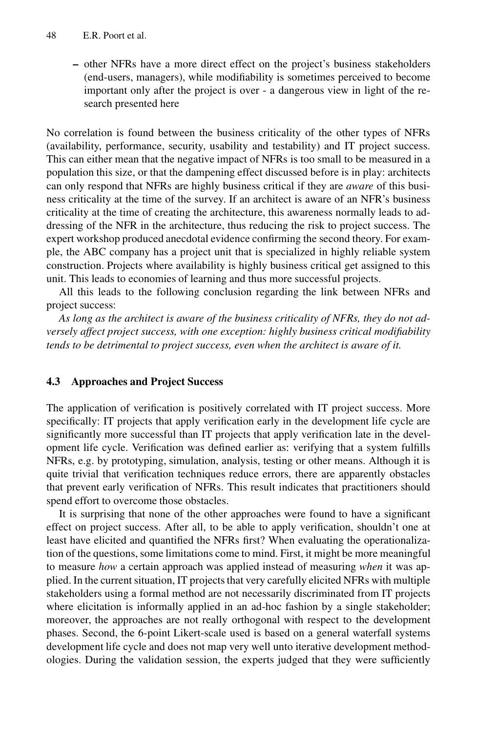– other NFRs have a more direct effect on the project's business stakeholders (end-users, managers), while modifiability is sometimes perceived to become important only after the project is over - a dangerous view in light of the research presented here

No correlation is found between the business criticality of the other types of NFRs (availability, performance, security, usability and testability) and IT project success. This can either mean that the negative impact of NFRs is too small to be measured in a population this size, or that the dampening effect discussed before is in play: architects can only respond that NFRs are highly business critical if they are *aware* of this business criticality at the time of the survey. If an architect is aware of an NFR's business criticality at the time of creating the architecture, this awareness normally leads to addressing of the NFR in the architecture, thus reducing the risk to project success. The expert workshop produced anecdotal evidence confirming the second theory. For example, the ABC company has a project unit that is specialized in highly reliable system construction. Projects where availability is highly business critical get assigned to this unit. This leads to economies of learning and thus more successful projects.

All this leads to the following conclusion regarding the link between NFRs and project success:

*As long as the architect is aware of the business criticality of NFRs, they do not adversely affect project success, with one exception: highly business critical modifiability tends to be detrimental to project success, even when the architect is aware of it.*

### 4.3 Approaches and Project Success

The application of verification is positively correlated with IT project success. More specifically: IT projects that apply verification early in the development life cycle are significantly more successful than IT projects that apply verification late in the development life cycle. Verification was defined earlier as: verifying that a system fulfills NFRs, e.g. by prototyping, simulation, analysis, testing or other means. Although it is quite trivial that verification techniques reduce errors, there are apparently obstacles that prevent early verification of NFRs. This result indicates that practitioners should spend effort to overcome those obstacles.

It is surprising that none of the other approaches were found to have a significant effect on project success. After all, to be able to apply verification, shouldn't one at least have elicited and quantified the NFRs first? When evaluating the operationalization of the questions, some limitations come to mind. First, it might be more meaningful to measure *how* a certain approach was applied instead of measuring *when* it was applied. In the current situation, IT projects that very carefully elicited NFRs with multiple stakeholders using a formal method are not necessarily discriminated from IT projects where elicitation is informally applied in an ad-hoc fashion by a single stakeholder; moreover, the approaches are not really orthogonal with respect to the development phases. Second, the 6-point Likert-scale used is based on a general waterfall systems development life cycle and does not map very well unto iterative development methodologies. During the validation session, the experts judged that they were sufficiently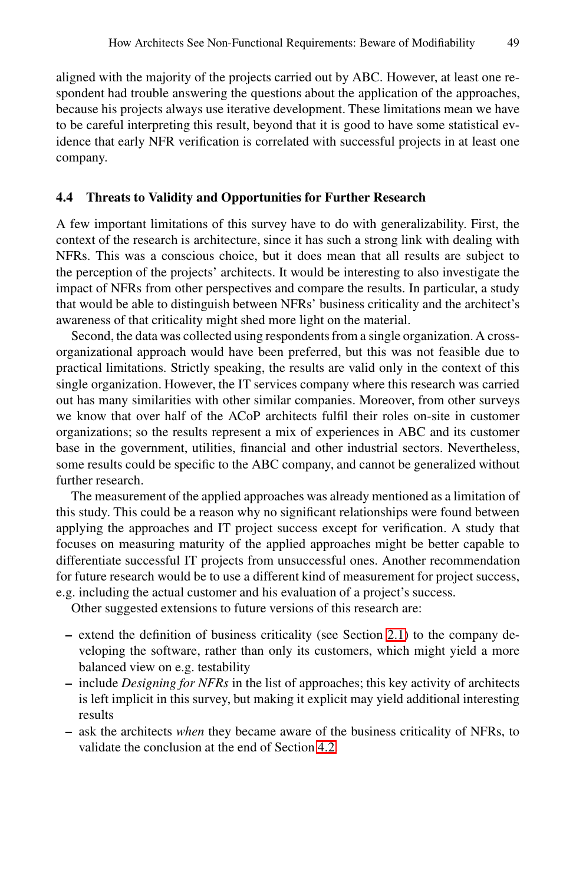aligned with the majority of the projects carried out by ABC. However, at least one respondent had trouble answering the questions about the application of the approaches, because his projects always use iterative development. These limitations mean we have to be careful interpreting this result, beyond that it is good to have some statistical evidence that early NFR verification is correlated with successful projects in at least one company.

### 4.4 Threats to Validity and Opportunities for Further Research

A few important limitations of this survey have to do with generalizability. First, the context of the research is architecture, since it has such a strong link with dealing with NFRs. This was a conscious choice, but it does mean that all results are subject to the perception of the projects' architects. It would be interesting to also investigate the impact of NFRs from other perspectives and compare the results. In particular, a study that would be able to distinguish between NFRs' business criticality and the architect's awareness of that criticality might shed more light on the material.

Second, the data was collected using respondents from a single organization. A cross-organizational approach would have been preferred, but this was not feasible due to practical limitations. Strictly speaking, the results are valid only in the context of this single organization. However, the IT services company where this research was carried out has many similarities with other similar companies. Moreover, from other surveys we know that over half of the ACoP architects fulfil their roles on-site in customer organizations; so the results represent a mix of experiences in ABC and its customer base in the government, utilities, financial and other industrial sectors. Nevertheless, some results could be specific to the ABC company, and cannot be generalized without further research.

The measurement of the applied approaches was already mentioned as a limitation of this study. This could be a reason why no significant relationships were found between applying the approaches and IT project success except for verification. A study that focuses on measuring maturity of the applied approaches might be better capable to differentiate successful IT projects from unsuccessful ones. Another recommendation for future research would be to use a different kind of measurement for project success, e.g. including the actual customer and his evaluation of a project's success.

Other suggested extensions to future versions of this research are:

- extend the definition of business criticality (see Section 2.1) to the company developing the software, rather than only its customers, which might yield a more balanced view on e.g. testability
- include *Designing for NFRs* in the list of approaches; this key activity of architects is left implicit in this survey, but making it explicit may yield additional interesting results
- ask the architects *when* they became aware of the business criticality of NFRs, to validate the conclusion at the end of Section 4.2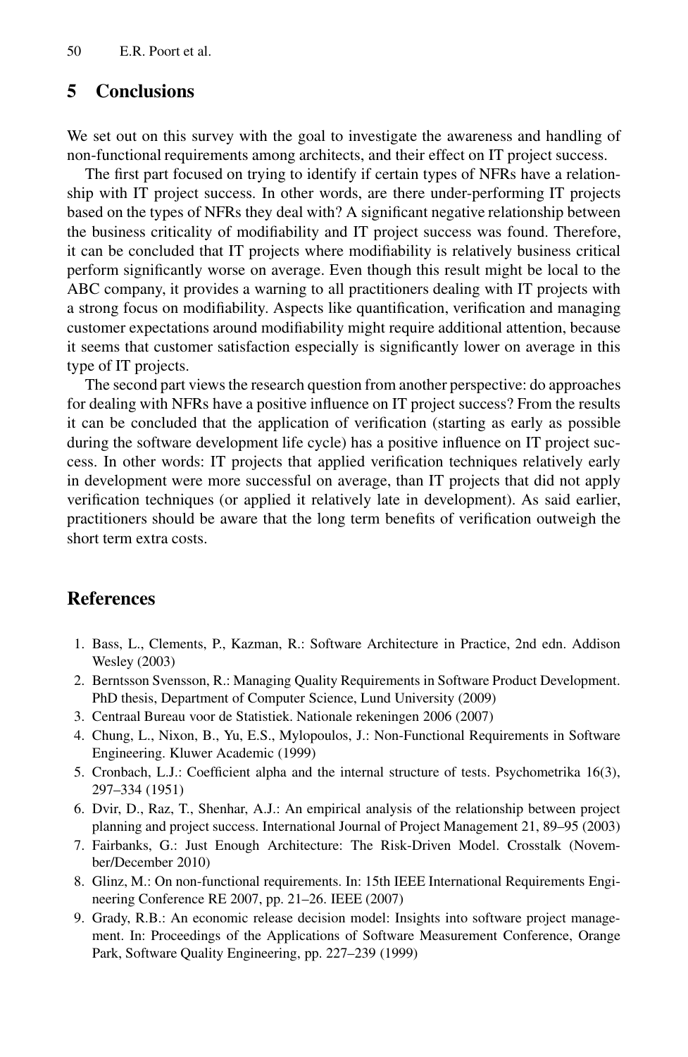## 5 Conclusions

We set out on this survey with the goal to investigate the awareness and handling of non-functional requirements among architects, and their effect on IT project success.

The first part focused on trying to identify if certain types of NFRs have a relationship with IT project success. In other words, are there under-performing IT projects based on the types of NFRs they deal with? A significant negative relationship between the business criticality of modifiability and IT project success was found. Therefore, it can be concluded that IT projects where modifiability is relatively business critical perform significantly worse on average. Even though this result might be local to the ABC company, it provides a warning to all practitioners dealing with IT projects with a strong focus on modifiability. Aspects like quantification, verification and managing customer expectations around modifiability might require additional attention, because it seems that customer satisfaction especially is significantly lower on average in this type of IT projects.

The second part views the research question from another perspective: do approaches for dealing with NFRs have a positive influence on IT project success? From the results it can be concluded that the application of verification (starting as early as possible during the software development life cycle) has a positive influence on IT project success. In other words: IT projects that applied verification techniques relatively early in development were more successful on average, than IT projects that did not apply verification techniques (or applied it relatively late in development). As said earlier, practitioners should be aware that the long term benefits of verification outweigh the short term extra costs.

## References

1. Bass, L., Clements, P., Kazman, R.: Software Architecture in Practice, 2nd edn. Addison Wesley (2003)
2. Berntsson Svensson, R.: Managing Quality Requirements in Software Product Development. PhD thesis, Department of Computer Science, Lund University (2009)
3. Centraal Bureau voor de Statistiek. Nationale rekeningen 2006 (2007)
4. Chung, L., Nixon, B., Yu, E.S., Mylopoulos, J.: Non-Functional Requirements in Software Engineering. Kluwer Academic (1999)
5. Cronbach, L.J.: Coefficient alpha and the internal structure of tests. Psychometrika 16(3), 297–334 (1951)
6. Dvir, D., Raz, T., Shenhar, A.J.: An empirical analysis of the relationship between project planning and project success. International Journal of Project Management 21, 89–95 (2003)
7. Fairbanks, G.: Just Enough Architecture: The Risk-Driven Model. Crosstalk (November/December 2010)
8. Glinz, M.: On non-functional requirements. In: 15th IEEE International Requirements Engineering Conference RE 2007, pp. 21–26. IEEE (2007)
9. Grady, R.B.: An economic release decision model: Insights into software project management. In: Proceedings of the Applications of Software Measurement Conference, Orange Park, Software Quality Engineering, pp. 227–239 (1999)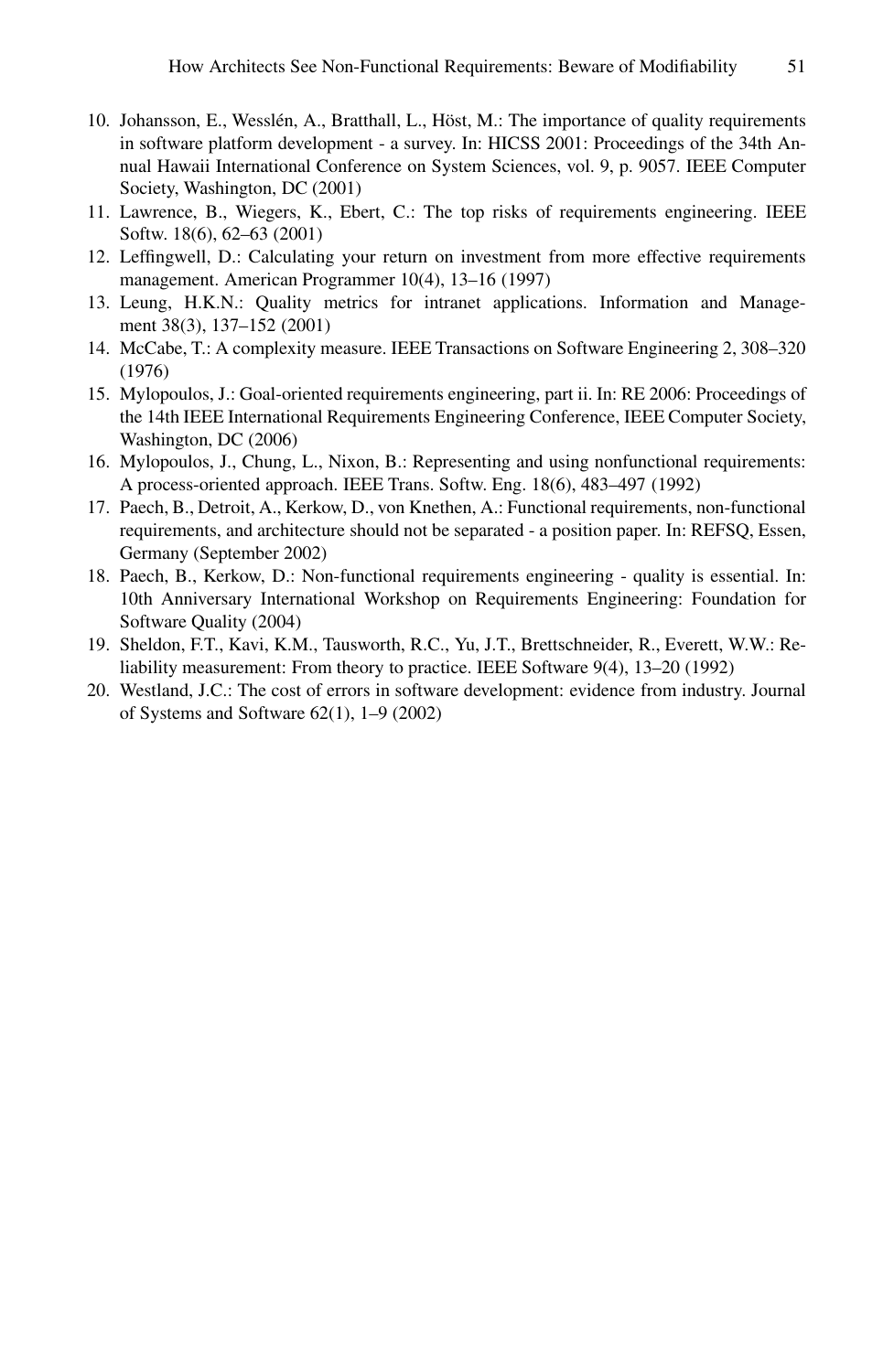10. Johansson, E., Wesslén, A., Bratthall, L., Höst, M.: The importance of quality requirements in software platform development - a survey. In: HICSS 2001: Proceedings of the 34th Annual Hawaii International Conference on System Sciences, vol. 9, p. 9057. IEEE Computer Society, Washington, DC (2001)
11. Lawrence, B., Wiegers, K., Ebert, C.: The top risks of requirements engineering. IEEE Softw. 18(6), 62–63 (2001)
12. Leffingwell, D.: Calculating your return on investment from more effective requirements management. American Programmer 10(4), 13–16 (1997)
13. Leung, H.K.N.: Quality metrics for intranet applications. Information and Management 38(3), 137–152 (2001)
14. McCabe, T.: A complexity measure. IEEE Transactions on Software Engineering 2, 308–320 (1976)
15. Mylopoulos, J.: Goal-oriented requirements engineering, part ii. In: RE 2006: Proceedings of the 14th IEEE International Requirements Engineering Conference, IEEE Computer Society, Washington, DC (2006)
16. Mylopoulos, J., Chung, L., Nixon, B.: Representing and using nonfunctional requirements: A process-oriented approach. IEEE Trans. Softw. Eng. 18(6), 483–497 (1992)
17. Paech, B., Detroit, A., Kerkow, D., von Knethen, A.: Functional requirements, non-functional requirements, and architecture should not be separated - a position paper. In: REFSQ, Essen, Germany (September 2002)
18. Paech, B., Kerkow, D.: Non-functional requirements engineering - quality is essential. In: 10th Anniversary International Workshop on Requirements Engineering: Foundation for Software Quality (2004)
19. Sheldon, F.T., Kavi, K.M., Tausworth, R.C., Yu, J.T., Brettschneider, R., Everett, W.W.: Reliability measurement: From theory to practice. IEEE Software 9(4), 13–20 (1992)
20. Westland, J.C.: The cost of errors in software development: evidence from industry. Journal of Systems and Software 62(1), 1–9 (2002)